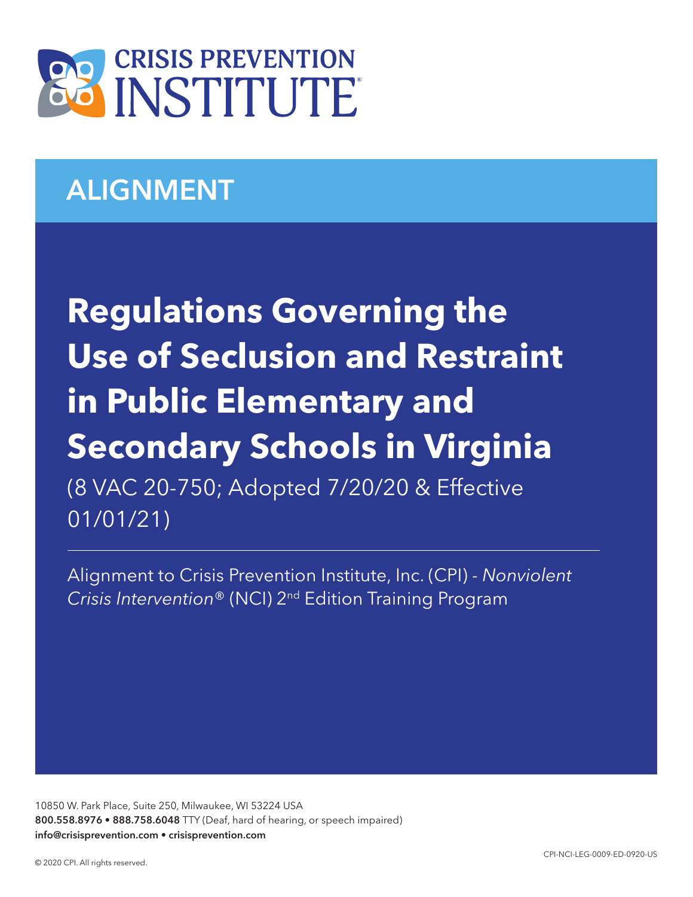# CRISIS PREVENTION INSTITUTE

## ALIGNMENT

# Regulations Governing the Use of Seclusion and Restraint in Public Elementary and Secondary Schools in Virginia

(8 VAC 20-750; Adopted 7/20/20 & Effective 01/01/21)

Alignment to Crisis Prevention Institute, Inc. (CPI) - *Nonviolent Crisis Intervention®* (NCI) 2nd Edition Training Program

10850 W. Park Place, Suite 250, Milwaukee, WI 53224 USA
**800.558.8976 • 888.758.6048** TTY (Deaf, hard of hearing, or speech impaired)
**info@crisisprevention.com • crisisprevention.com**

© 2020 CPI. All rights reserved.

CPI-NCI-LEG-0009-ED-0920-US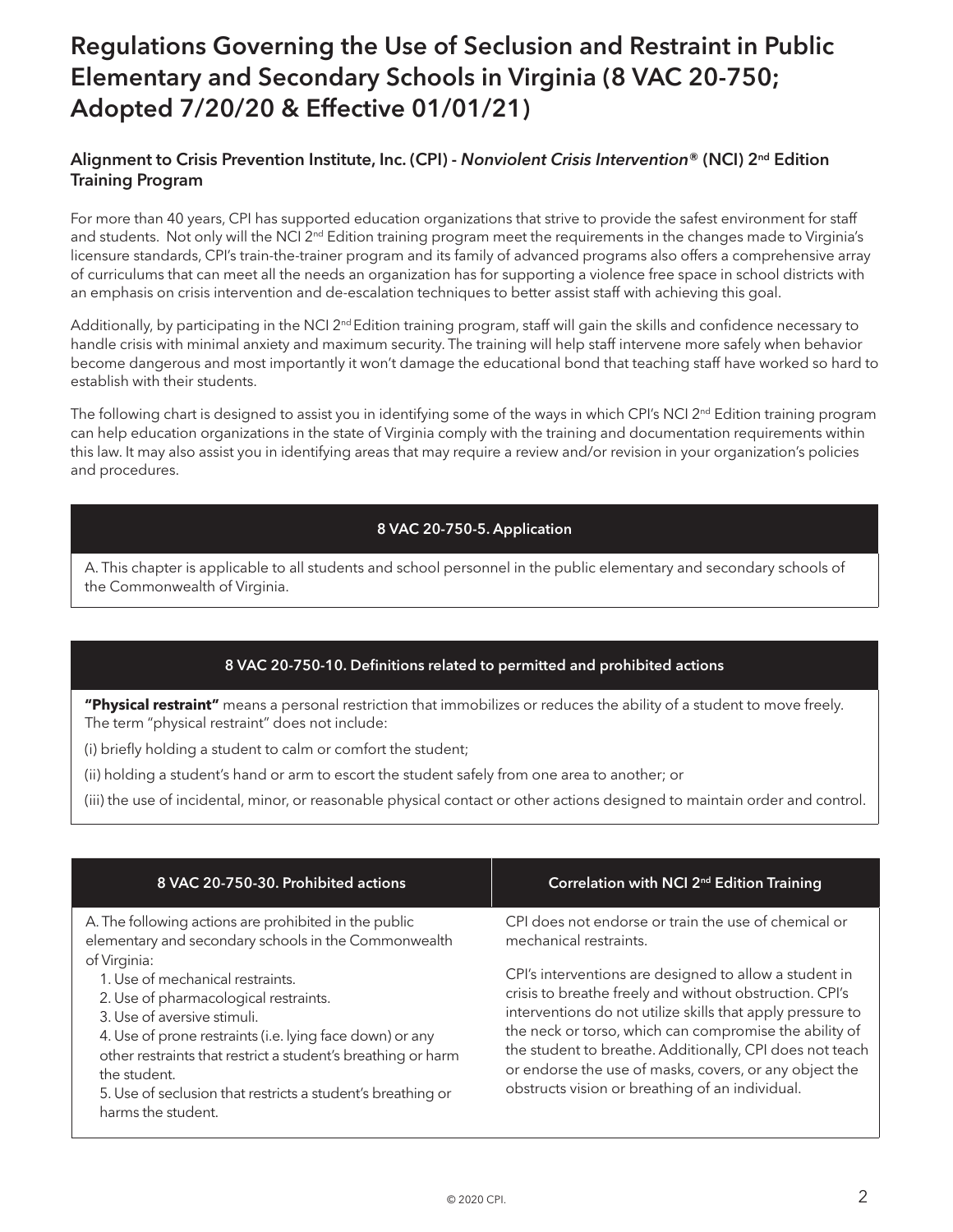# Regulations Governing the Use of Seclusion and Restraint in Public Elementary and Secondary Schools in Virginia (8 VAC 20-750; Adopted 7/20/20 & Effective 01/01/21)

## Alignment to Crisis Prevention Institute, Inc. (CPI) - *Nonviolent Crisis Intervention®* (NCI) 2nd Edition Training Program

For more than 40 years, CPI has supported education organizations that strive to provide the safest environment for staff and students. Not only will the NCI 2nd Edition training program meet the requirements in the changes made to Virginia's licensure standards, CPI's train-the-trainer program and its family of advanced programs also offers a comprehensive array of curriculums that can meet all the needs an organization has for supporting a violence free space in school districts with an emphasis on crisis intervention and de-escalation techniques to better assist staff with achieving this goal.

Additionally, by participating in the NCI 2nd Edition training program, staff will gain the skills and confidence necessary to handle crisis with minimal anxiety and maximum security. The training will help staff intervene more safely when behavior become dangerous and most importantly it won't damage the educational bond that teaching staff have worked so hard to establish with their students.

The following chart is designed to assist you in identifying some of the ways in which CPI's NCI 2nd Edition training program can help education organizations in the state of Virginia comply with the training and documentation requirements within this law. It may also assist you in identifying areas that may require a review and/or revision in your organization's policies and procedures.

| 8 VAC 20-750-5. Application |
|---|
| A. This chapter is applicable to all students and school personnel in the public elementary and secondary schools of the Commonwealth of Virginia. |

| 8 VAC 20-750-10. Definitions related to permitted and prohibited actions |
|---|
| **"Physical restraint"** means a personal restriction that immobilizes or reduces the ability of a student to move freely. The term "physical restraint" does not include:<br>(i) briefly holding a student to calm or comfort the student;<br>(ii) holding a student's hand or arm to escort the student safely from one area to another; or<br>(iii) the use of incidental, minor, or reasonable physical contact or other actions designed to maintain order and control. |

| 8 VAC 20-750-30. Prohibited actions | Correlation with NCI 2nd Edition Training |
|---|---|
| A. The following actions are prohibited in the public elementary and secondary schools in the Commonwealth of Virginia:<br>1. Use of mechanical restraints.<br>2. Use of pharmacological restraints.<br>3. Use of aversive stimuli.<br>4. Use of prone restraints (i.e. lying face down) or any other restraints that restrict a student's breathing or harm the student.<br>5. Use of seclusion that restricts a student's breathing or harms the student. | CPI does not endorse or train the use of chemical or mechanical restraints.<br><br>CPI's interventions are designed to allow a student in crisis to breathe freely and without obstruction. CPI's interventions do not utilize skills that apply pressure to the neck or torso, which can compromise the ability of the student to breathe. Additionally, CPI does not teach or endorse the use of masks, covers, or any object the obstructs vision or breathing of an individual. |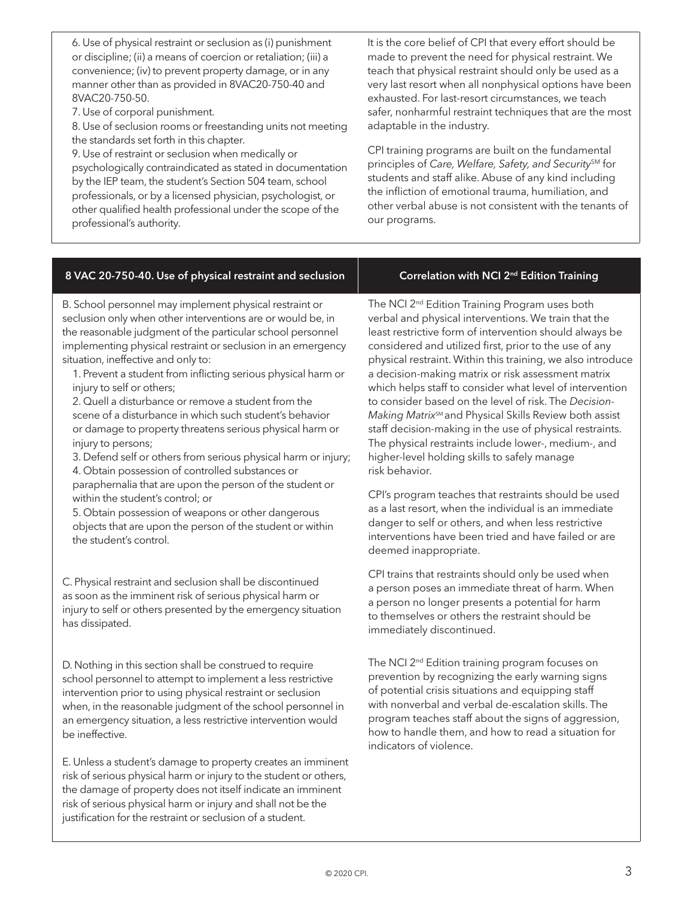| | |
|---|---|
| 6. Use of physical restraint or seclusion as (i) punishment or discipline; (ii) a means of coercion or retaliation; (iii) a convenience; (iv) to prevent property damage, or in any manner other than as provided in 8VAC20-750-40 and 8VAC20-750-50.<br>7. Use of corporal punishment.<br>8. Use of seclusion rooms or freestanding units not meeting the standards set forth in this chapter.<br>9. Use of restraint or seclusion when medically or psychologically contraindicated as stated in documentation by the IEP team, the student's Section 504 team, school professionals, or by a licensed physician, psychologist, or other qualified health professional under the scope of the professional's authority. | It is the core belief of CPI that every effort should be made to prevent the need for physical restraint. We teach that physical restraint should only be used as a very last resort when all nonphysical options have been exhausted. For last-resort circumstances, we teach safer, nonharmful restraint techniques that are the most adaptable in the industry.<br><br>CPI training programs are built on the fundamental principles of *Care, Welfare, Safety, and Security*SM for students and staff alike. Abuse of any kind including the infliction of emotional trauma, humiliation, and other verbal abuse is not consistent with the tenants of our programs. |

| 8 VAC 20-750-40. Use of physical restraint and seclusion | Correlation with NCI 2nd Edition Training |
|---|---|
| B. School personnel may implement physical restraint or seclusion only when other interventions are or would be, in the reasonable judgment of the particular school personnel implementing physical restraint or seclusion in an emergency situation, ineffective and only to:<br>1. Prevent a student from inflicting serious physical harm or injury to self or others;<br>2. Quell a disturbance or remove a student from the scene of a disturbance in which such student's behavior or damage to property threatens serious physical harm or injury to persons;<br>3. Defend self or others from serious physical harm or injury;<br>4. Obtain possession of controlled substances or paraphernalia that are upon the person of the student or within the student's control; or<br>5. Obtain possession of weapons or other dangerous objects that are upon the person of the student or within the student's control. | The NCI 2nd Edition Training Program uses both verbal and physical interventions. We train that the least restrictive form of intervention should always be considered and utilized first, prior to the use of any physical restraint. Within this training, we also introduce a decision-making matrix or risk assessment matrix which helps staff to consider what level of intervention to consider based on the level of risk. The *Decision-Making Matrix*SM and Physical Skills Review both assist staff decision-making in the use of physical restraints. The physical restraints include lower-, medium-, and higher-level holding skills to safely manage risk behavior.<br><br>CPI's program teaches that restraints should be used as a last resort, when the individual is an immediate danger to self or others, and when less restrictive interventions have been tried and have failed or are deemed inappropriate. |
| C. Physical restraint and seclusion shall be discontinued as soon as the imminent risk of serious physical harm or injury to self or others presented by the emergency situation has dissipated. | CPI trains that restraints should only be used when a person poses an immediate threat of harm. When a person no longer presents a potential for harm to themselves or others the restraint should be immediately discontinued. |
| D. Nothing in this section shall be construed to require school personnel to attempt to implement a less restrictive intervention prior to using physical restraint or seclusion when, in the reasonable judgment of the school personnel in an emergency situation, a less restrictive intervention would be ineffective.<br><br>E. Unless a student's damage to property creates an imminent risk of serious physical harm or injury to the student or others, the damage of property does not itself indicate an imminent risk of serious physical harm or injury and shall not be the justification for the restraint or seclusion of a student. | The NCI 2nd Edition training program focuses on prevention by recognizing the early warning signs of potential crisis situations and equipping staff with nonverbal and verbal de-escalation skills. The program teaches staff about the signs of aggression, how to handle them, and how to read a situation for indicators of violence. |

© 2020 CPI.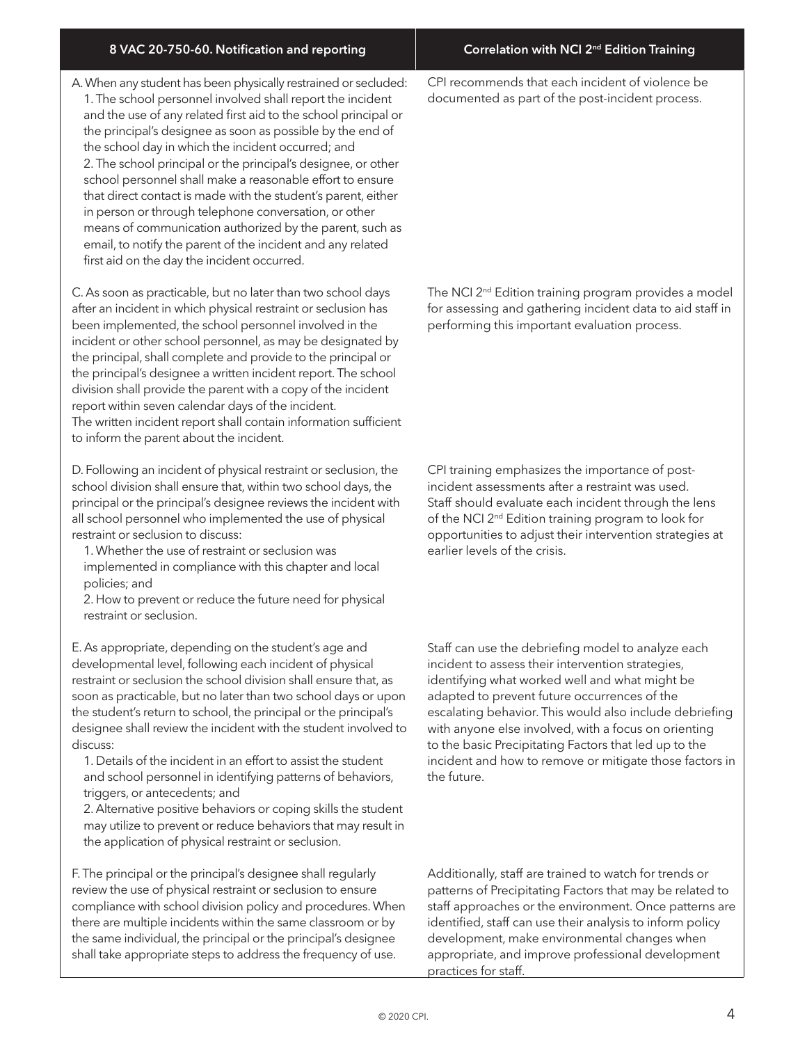| 8 VAC 20-750-60. Notification and reporting | Correlation with NCI 2nd Edition Training |
|---|---|
| A. When any student has been physically restrained or secluded:<br>1. The school personnel involved shall report the incident and the use of any related first aid to the school principal or the principal's designee as soon as possible by the end of the school day in which the incident occurred; and<br>2. The school principal or the principal's designee, or other school personnel shall make a reasonable effort to ensure that direct contact is made with the student's parent, either in person or through telephone conversation, or other means of communication authorized by the parent, such as email, to notify the parent of the incident and any related first aid on the day the incident occurred. | CPI recommends that each incident of violence be documented as part of the post-incident process. |
| C. As soon as practicable, but no later than two school days after an incident in which physical restraint or seclusion has been implemented, the school personnel involved in the incident or other school personnel, as may be designated by the principal, shall complete and provide to the principal or the principal's designee a written incident report. The school division shall provide the parent with a copy of the incident report within seven calendar days of the incident.<br>The written incident report shall contain information sufficient to inform the parent about the incident. | The NCI 2nd Edition training program provides a model for assessing and gathering incident data to aid staff in performing this important evaluation process. |
| D. Following an incident of physical restraint or seclusion, the school division shall ensure that, within two school days, the principal or the principal's designee reviews the incident with all school personnel who implemented the use of physical restraint or seclusion to discuss:<br>1. Whether the use of restraint or seclusion was implemented in compliance with this chapter and local policies; and<br>2. How to prevent or reduce the future need for physical restraint or seclusion. | CPI training emphasizes the importance of post-incident assessments after a restraint was used. Staff should evaluate each incident through the lens of the NCI 2nd Edition training program to look for opportunities to adjust their intervention strategies at earlier levels of the crisis. |
| E. As appropriate, depending on the student's age and developmental level, following each incident of physical restraint or seclusion the school division shall ensure that, as soon as practicable, but no later than two school days or upon the student's return to school, the principal or the principal's designee shall review the incident with the student involved to discuss:<br>1. Details of the incident in an effort to assist the student and school personnel in identifying patterns of behaviors, triggers, or antecedents; and<br>2. Alternative positive behaviors or coping skills the student may utilize to prevent or reduce behaviors that may result in the application of physical restraint or seclusion. | Staff can use the debriefing model to analyze each incident to assess their intervention strategies, identifying what worked well and what might be adapted to prevent future occurrences of the escalating behavior. This would also include debriefing with anyone else involved, with a focus on orienting to the basic Precipitating Factors that led up to the incident and how to remove or mitigate those factors in the future. |
| F. The principal or the principal's designee shall regularly review the use of physical restraint or seclusion to ensure compliance with school division policy and procedures. When there are multiple incidents within the same classroom or by the same individual, the principal or the principal's designee shall take appropriate steps to address the frequency of use. | Additionally, staff are trained to watch for trends or patterns of Precipitating Factors that may be related to staff approaches or the environment. Once patterns are identified, staff can use their analysis to inform policy development, make environmental changes when appropriate, and improve professional development practices for staff. |

© 2020 CPI.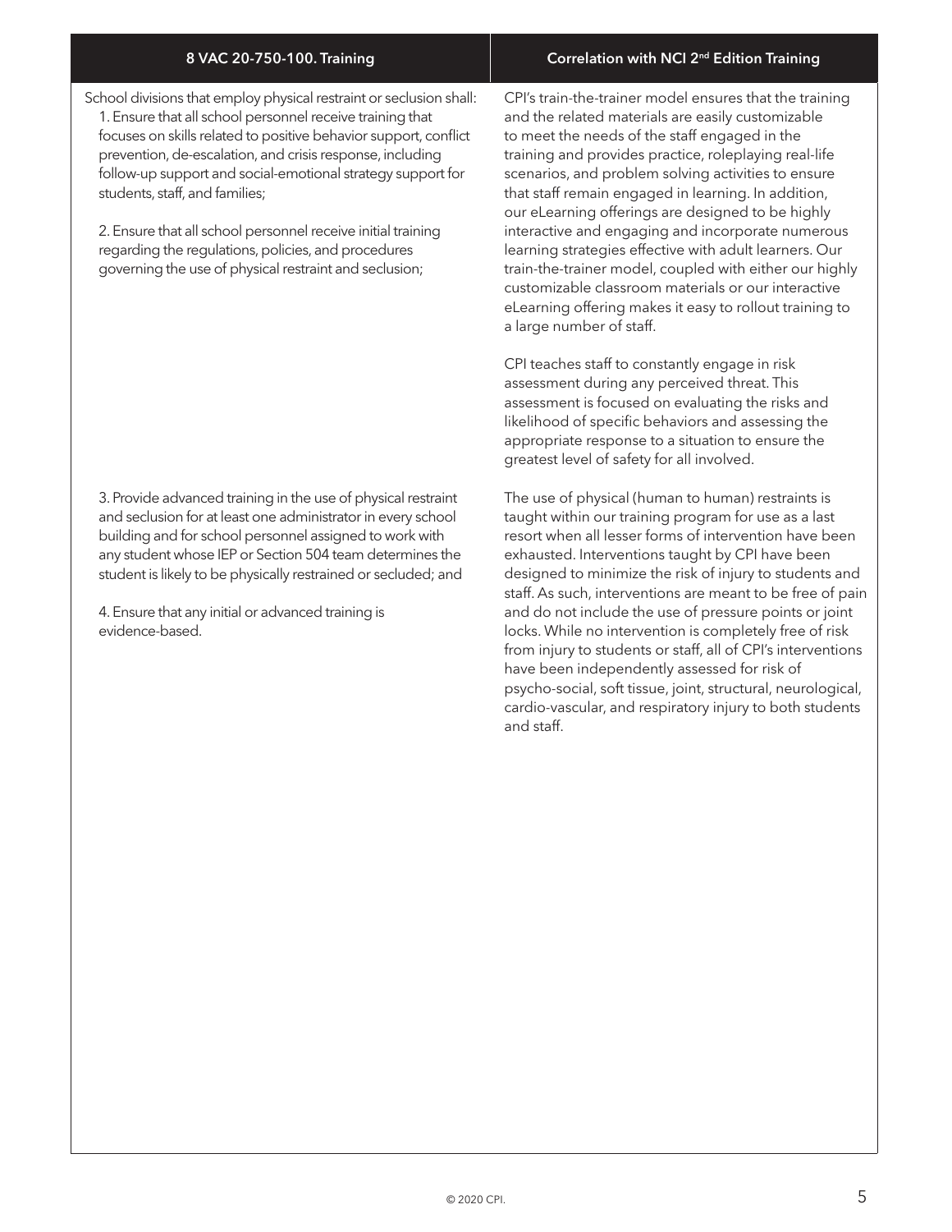| 8 VAC 20-750-100. Training | Correlation with NCI 2nd Edition Training |
|---|---|
| School divisions that employ physical restraint or seclusion shall:<br>1. Ensure that all school personnel receive training that focuses on skills related to positive behavior support, conflict prevention, de-escalation, and crisis response, including follow-up support and social-emotional strategy support for students, staff, and families;<br><br>2. Ensure that all school personnel receive initial training regarding the regulations, policies, and procedures governing the use of physical restraint and seclusion; | CPI's train-the-trainer model ensures that the training and the related materials are easily customizable to meet the needs of the staff engaged in the training and provides practice, roleplaying real-life scenarios, and problem solving activities to ensure that staff remain engaged in learning. In addition, our eLearning offerings are designed to be highly interactive and engaging and incorporate numerous learning strategies effective with adult learners. Our train-the-trainer model, coupled with either our highly customizable classroom materials or our interactive eLearning offering makes it easy to rollout training to a large number of staff.<br><br>CPI teaches staff to constantly engage in risk assessment during any perceived threat. This assessment is focused on evaluating the risks and likelihood of specific behaviors and assessing the appropriate response to a situation to ensure the greatest level of safety for all involved. |
| 3. Provide advanced training in the use of physical restraint and seclusion for at least one administrator in every school building and for school personnel assigned to work with any student whose IEP or Section 504 team determines the student is likely to be physically restrained or secluded; and<br><br>4. Ensure that any initial or advanced training is evidence-based. | The use of physical (human to human) restraints is taught within our training program for use as a last resort when all lesser forms of intervention have been exhausted. Interventions taught by CPI have been designed to minimize the risk of injury to students and staff. As such, interventions are meant to be free of pain and do not include the use of pressure points or joint locks. While no intervention is completely free of risk from injury to students or staff, all of CPI's interventions have been independently assessed for risk of psycho-social, soft tissue, joint, structural, neurological, cardio-vascular, and respiratory injury to both students and staff. |

© 2020 CPI.